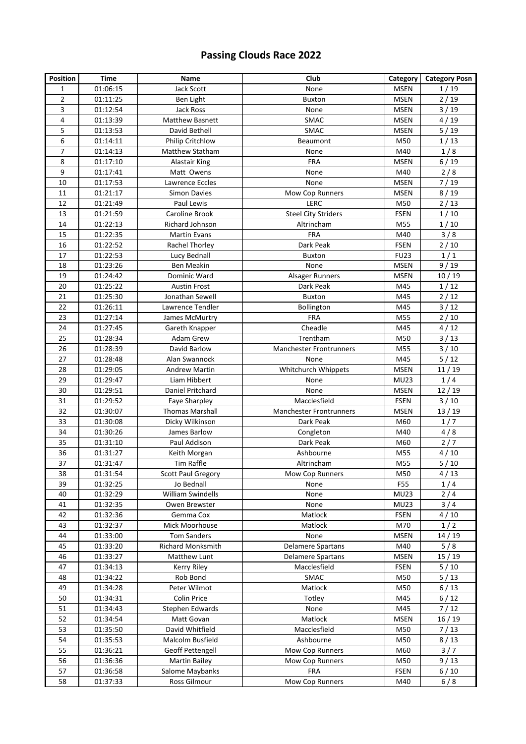# Passing Clouds Race 2022

| Position | Time | Name | Club | Category | Category Posn |
|---|---|---|---|---|---|
| 1 | 01:06:15 | Jack Scott | None | MSEN | 1 / 19 |
| 2 | 01:11:25 | Ben Light | Buxton | MSEN | 2 / 19 |
| 3 | 01:12:54 | Jack Ross | None | MSEN | 3 / 19 |
| 4 | 01:13:39 | Matthew Basnett | SMAC | MSEN | 4 / 19 |
| 5 | 01:13:53 | David Bethell | SMAC | MSEN | 5 / 19 |
| 6 | 01:14:11 | Philip Critchlow | Beaumont | M50 | 1 / 13 |
| 7 | 01:14:13 | Matthew Statham | None | M40 | 1 / 8 |
| 8 | 01:17:10 | Alastair King | FRA | MSEN | 6 / 19 |
| 9 | 01:17:41 | Matt Owens | None | M40 | 2 / 8 |
| 10 | 01:17:53 | Lawrence Eccles | None | MSEN | 7 / 19 |
| 11 | 01:21:17 | Simon Davies | Mow Cop Runners | MSEN | 8 / 19 |
| 12 | 01:21:49 | Paul Lewis | LERC | M50 | 2 / 13 |
| 13 | 01:21:59 | Caroline Brook | Steel City Striders | FSEN | 1 / 10 |
| 14 | 01:22:13 | Richard Johnson | Altrincham | M55 | 1 / 10 |
| 15 | 01:22:35 | Martin Evans | FRA | M40 | 3 / 8 |
| 16 | 01:22:52 | Rachel Thorley | Dark Peak | FSEN | 2 / 10 |
| 17 | 01:22:53 | Lucy Bednall | Buxton | FU23 | 1 / 1 |
| 18 | 01:23:26 | Ben Meakin | None | MSEN | 9 / 19 |
| 19 | 01:24:42 | Dominic Ward | Alsager Runners | MSEN | 10 / 19 |
| 20 | 01:25:22 | Austin Frost | Dark Peak | M45 | 1 / 12 |
| 21 | 01:25:30 | Jonathan Sewell | Buxton | M45 | 2 / 12 |
| 22 | 01:26:11 | Lawrence Tendler | Bollington | M45 | 3 / 12 |
| 23 | 01:27:14 | James McMurtry | FRA | M55 | 2 / 10 |
| 24 | 01:27:45 | Gareth Knapper | Cheadle | M45 | 4 / 12 |
| 25 | 01:28:34 | Adam Grew | Trentham | M50 | 3 / 13 |
| 26 | 01:28:39 | David Barlow | Manchester Frontrunners | M55 | 3 / 10 |
| 27 | 01:28:48 | Alan Swannock | None | M45 | 5 / 12 |
| 28 | 01:29:05 | Andrew Martin | Whitchurch Whippets | MSEN | 11 / 19 |
| 29 | 01:29:47 | Liam Hibbert | None | MU23 | 1 / 4 |
| 30 | 01:29:51 | Daniel Pritchard | None | MSEN | 12 / 19 |
| 31 | 01:29:52 | Faye Sharpley | Macclesfield | FSEN | 3 / 10 |
| 32 | 01:30:07 | Thomas Marshall | Manchester Frontrunners | MSEN | 13 / 19 |
| 33 | 01:30:08 | Dicky Wilkinson | Dark Peak | M60 | 1 / 7 |
| 34 | 01:30:26 | James Barlow | Congleton | M40 | 4 / 8 |
| 35 | 01:31:10 | Paul Addison | Dark Peak | M60 | 2 / 7 |
| 36 | 01:31:27 | Keith Morgan | Ashbourne | M55 | 4 / 10 |
| 37 | 01:31:47 | Tim Raffle | Altrincham | M55 | 5 / 10 |
| 38 | 01:31:54 | Scott Paul Gregory | Mow Cop Runners | M50 | 4 / 13 |
| 39 | 01:32:25 | Jo Bednall | None | F55 | 1 / 4 |
| 40 | 01:32:29 | William Swindells | None | MU23 | 2 / 4 |
| 41 | 01:32:35 | Owen Brewster | None | MU23 | 3 / 4 |
| 42 | 01:32:36 | Gemma Cox | Matlock | FSEN | 4 / 10 |
| 43 | 01:32:37 | Mick Moorhouse | Matlock | M70 | 1 / 2 |
| 44 | 01:33:00 | Tom Sanders | None | MSEN | 14 / 19 |
| 45 | 01:33:20 | Richard Monksmith | Delamere Spartans | M40 | 5 / 8 |
| 46 | 01:33:27 | Matthew Lunt | Delamere Spartans | MSEN | 15 / 19 |
| 47 | 01:34:13 | Kerry Riley | Macclesfield | FSEN | 5 / 10 |
| 48 | 01:34:22 | Rob Bond | SMAC | M50 | 5 / 13 |
| 49 | 01:34:28 | Peter Wilmot | Matlock | M50 | 6 / 13 |
| 50 | 01:34:31 | Colin Price | Totley | M45 | 6 / 12 |
| 51 | 01:34:43 | Stephen Edwards | None | M45 | 7 / 12 |
| 52 | 01:34:54 | Matt Govan | Matlock | MSEN | 16 / 19 |
| 53 | 01:35:50 | David Whitfield | Macclesfield | M50 | 7 / 13 |
| 54 | 01:35:53 | Malcolm Busfield | Ashbourne | M50 | 8 / 13 |
| 55 | 01:36:21 | Geoff Pettengell | Mow Cop Runners | M60 | 3 / 7 |
| 56 | 01:36:36 | Martin Bailey | Mow Cop Runners | M50 | 9 / 13 |
| 57 | 01:36:58 | Salome Maybanks | FRA | FSEN | 6 / 10 |
| 58 | 01:37:33 | Ross Gilmour | Mow Cop Runners | M40 | 6 / 8 |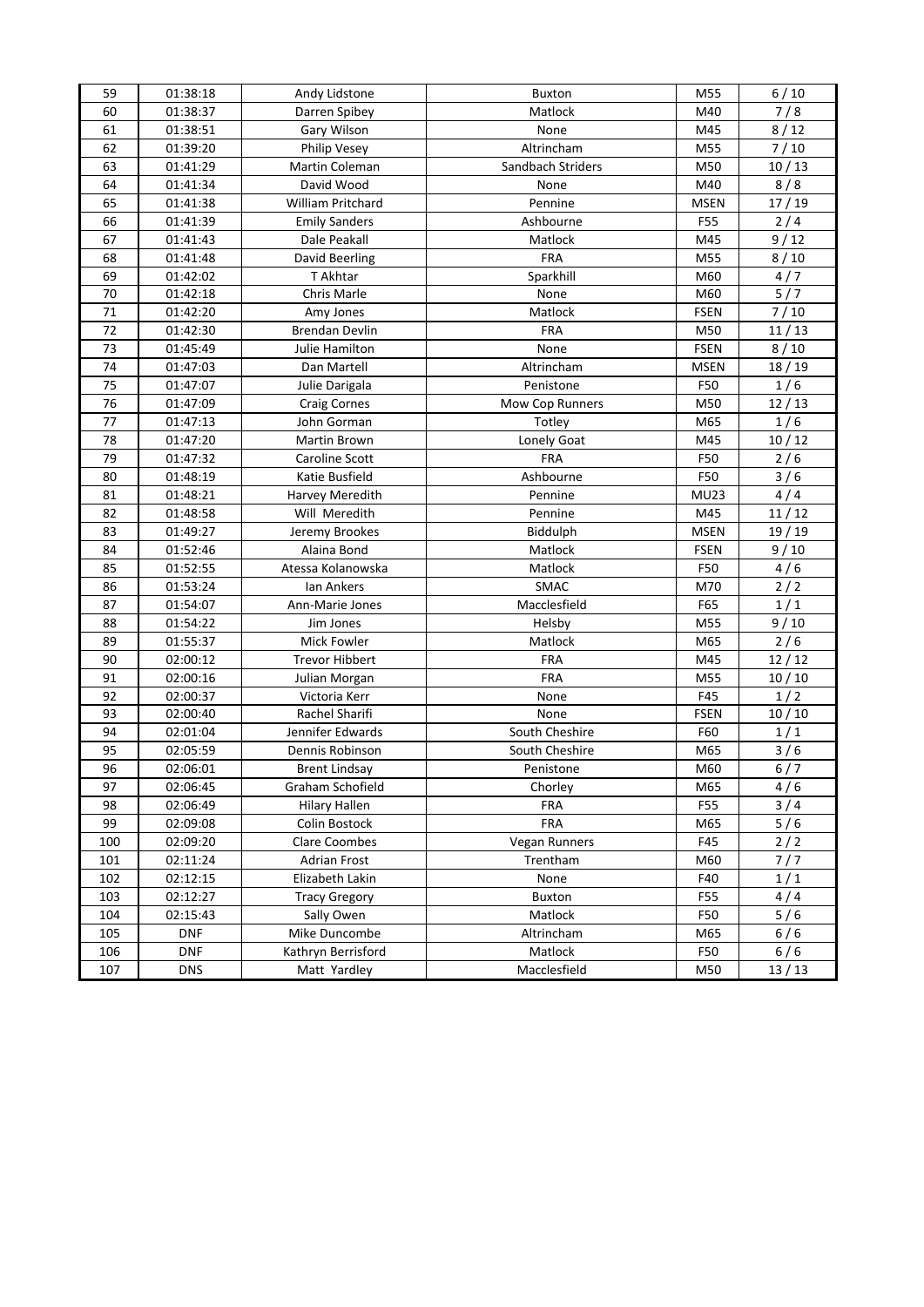| | | | | | |
|---|---|---|---|---|---|
| 59 | 01:38:18 | Andy Lidstone | Buxton | M55 | 6 / 10 |
| 60 | 01:38:37 | Darren Spibey | Matlock | M40 | 7 / 8 |
| 61 | 01:38:51 | Gary Wilson | None | M45 | 8 / 12 |
| 62 | 01:39:20 | Philip Vesey | Altrincham | M55 | 7 / 10 |
| 63 | 01:41:29 | Martin Coleman | Sandbach Striders | M50 | 10 / 13 |
| 64 | 01:41:34 | David Wood | None | M40 | 8 / 8 |
| 65 | 01:41:38 | William Pritchard | Pennine | MSEN | 17 / 19 |
| 66 | 01:41:39 | Emily Sanders | Ashbourne | F55 | 2 / 4 |
| 67 | 01:41:43 | Dale Peakall | Matlock | M45 | 9 / 12 |
| 68 | 01:41:48 | David Beerling | FRA | M55 | 8 / 10 |
| 69 | 01:42:02 | T Akhtar | Sparkhill | M60 | 4 / 7 |
| 70 | 01:42:18 | Chris Marle | None | M60 | 5 / 7 |
| 71 | 01:42:20 | Amy Jones | Matlock | FSEN | 7 / 10 |
| 72 | 01:42:30 | Brendan Devlin | FRA | M50 | 11 / 13 |
| 73 | 01:45:49 | Julie Hamilton | None | FSEN | 8 / 10 |
| 74 | 01:47:03 | Dan Martell | Altrincham | MSEN | 18 / 19 |
| 75 | 01:47:07 | Julie Darigala | Penistone | F50 | 1 / 6 |
| 76 | 01:47:09 | Craig Cornes | Mow Cop Runners | M50 | 12 / 13 |
| 77 | 01:47:13 | John Gorman | Totley | M65 | 1 / 6 |
| 78 | 01:47:20 | Martin Brown | Lonely Goat | M45 | 10 / 12 |
| 79 | 01:47:32 | Caroline Scott | FRA | F50 | 2 / 6 |
| 80 | 01:48:19 | Katie Busfield | Ashbourne | F50 | 3 / 6 |
| 81 | 01:48:21 | Harvey Meredith | Pennine | MU23 | 4 / 4 |
| 82 | 01:48:58 | Will Meredith | Pennine | M45 | 11 / 12 |
| 83 | 01:49:27 | Jeremy Brookes | Biddulph | MSEN | 19 / 19 |
| 84 | 01:52:46 | Alaina Bond | Matlock | FSEN | 9 / 10 |
| 85 | 01:52:55 | Atessa Kolanowska | Matlock | F50 | 4 / 6 |
| 86 | 01:53:24 | Ian Ankers | SMAC | M70 | 2 / 2 |
| 87 | 01:54:07 | Ann-Marie Jones | Macclesfield | F65 | 1 / 1 |
| 88 | 01:54:22 | Jim Jones | Helsby | M55 | 9 / 10 |
| 89 | 01:55:37 | Mick Fowler | Matlock | M65 | 2 / 6 |
| 90 | 02:00:12 | Trevor Hibbert | FRA | M45 | 12 / 12 |
| 91 | 02:00:16 | Julian Morgan | FRA | M55 | 10 / 10 |
| 92 | 02:00:37 | Victoria Kerr | None | F45 | 1 / 2 |
| 93 | 02:00:40 | Rachel Sharifi | None | FSEN | 10 / 10 |
| 94 | 02:01:04 | Jennifer Edwards | South Cheshire | F60 | 1 / 1 |
| 95 | 02:05:59 | Dennis Robinson | South Cheshire | M65 | 3 / 6 |
| 96 | 02:06:01 | Brent Lindsay | Penistone | M60 | 6 / 7 |
| 97 | 02:06:45 | Graham Schofield | Chorley | M65 | 4 / 6 |
| 98 | 02:06:49 | Hilary Hallen | FRA | F55 | 3 / 4 |
| 99 | 02:09:08 | Colin Bostock | FRA | M65 | 5 / 6 |
| 100 | 02:09:20 | Clare Coombes | Vegan Runners | F45 | 2 / 2 |
| 101 | 02:11:24 | Adrian Frost | Trentham | M60 | 7 / 7 |
| 102 | 02:12:15 | Elizabeth Lakin | None | F40 | 1 / 1 |
| 103 | 02:12:27 | Tracy Gregory | Buxton | F55 | 4 / 4 |
| 104 | 02:15:43 | Sally Owen | Matlock | F50 | 5 / 6 |
| 105 | DNF | Mike Duncombe | Altrincham | M65 | 6 / 6 |
| 106 | DNF | Kathryn Berrisford | Matlock | F50 | 6 / 6 |
| 107 | DNS | Matt Yardley | Macclesfield | M50 | 13 / 13 |